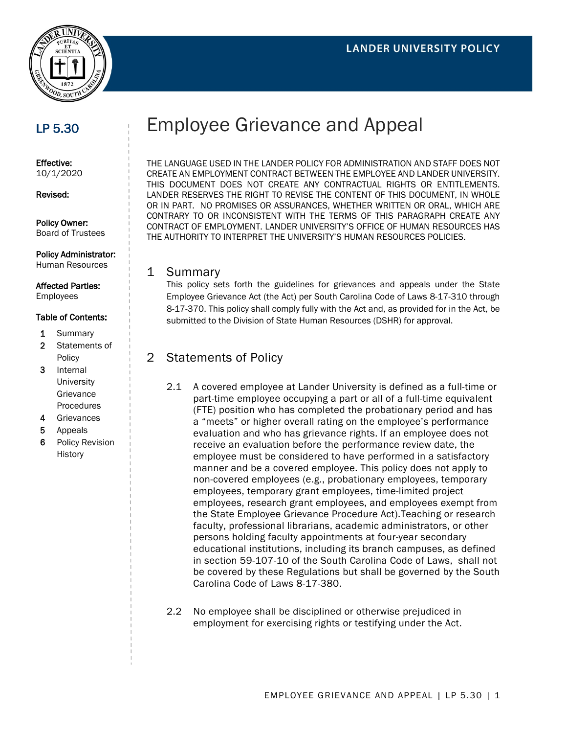LANDER UNIVERSITY POLICY

**LP 5.30**

# Employee Grievance and Appeal

**Effective:**
10/1/2020

**Revised:**

**Policy Owner:**
Board of Trustees

**Policy Administrator:**
Human Resources

**Affected Parties:**
Employees

**Table of Contents:**

1. Summary
2. Statements of Policy
3. Internal University Grievance Procedures
4. Grievances
5. Appeals
6. Policy Revision History

THE LANGUAGE USED IN THE LANDER POLICY FOR ADMINISTRATION AND STAFF DOES NOT CREATE AN EMPLOYMENT CONTRACT BETWEEN THE EMPLOYEE AND LANDER UNIVERSITY. THIS DOCUMENT DOES NOT CREATE ANY CONTRACTUAL RIGHTS OR ENTITLEMENTS. LANDER RESERVES THE RIGHT TO REVISE THE CONTENT OF THIS DOCUMENT, IN WHOLE OR IN PART. NO PROMISES OR ASSURANCES, WHETHER WRITTEN OR ORAL, WHICH ARE CONTRARY TO OR INCONSISTENT WITH THE TERMS OF THIS PARAGRAPH CREATE ANY CONTRACT OF EMPLOYMENT. LANDER UNIVERSITY'S OFFICE OF HUMAN RESOURCES HAS THE AUTHORITY TO INTERPRET THE UNIVERSITY'S HUMAN RESOURCES POLICIES.

## 1 Summary

This policy sets forth the guidelines for grievances and appeals under the State Employee Grievance Act (the Act) per South Carolina Code of Laws 8-17-310 through 8-17-370. This policy shall comply fully with the Act and, as provided for in the Act, be submitted to the Division of State Human Resources (DSHR) for approval.

## 2 Statements of Policy

2.1 A covered employee at Lander University is defined as a full-time or part-time employee occupying a part or all of a full-time equivalent (FTE) position who has completed the probationary period and has a "meets" or higher overall rating on the employee's performance evaluation and who has grievance rights. If an employee does not receive an evaluation before the performance review date, the employee must be considered to have performed in a satisfactory manner and be a covered employee. This policy does not apply to non-covered employees (e.g., probationary employees, temporary employees, temporary grant employees, time-limited project employees, research grant employees, and employees exempt from the State Employee Grievance Procedure Act).Teaching or research faculty, professional librarians, academic administrators, or other persons holding faculty appointments at four-year secondary educational institutions, including its branch campuses, as defined in section 59-107-10 of the South Carolina Code of Laws, shall not be covered by these Regulations but shall be governed by the South Carolina Code of Laws 8-17-380.

2.2 No employee shall be disciplined or otherwise prejudiced in employment for exercising rights or testifying under the Act.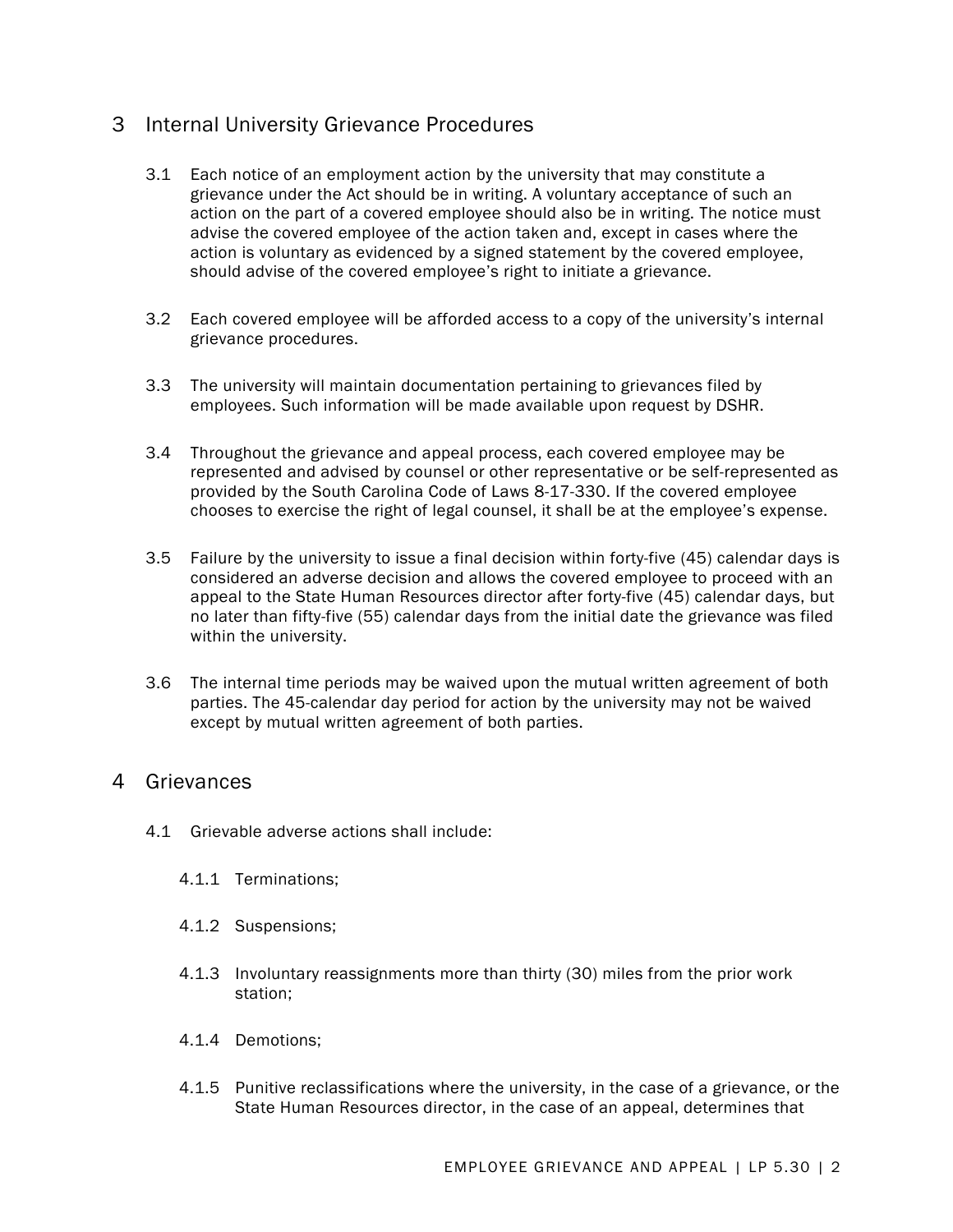## 3 Internal University Grievance Procedures

3.1 Each notice of an employment action by the university that may constitute a grievance under the Act should be in writing. A voluntary acceptance of such an action on the part of a covered employee should also be in writing. The notice must advise the covered employee of the action taken and, except in cases where the action is voluntary as evidenced by a signed statement by the covered employee, should advise of the covered employee's right to initiate a grievance.

3.2 Each covered employee will be afforded access to a copy of the university's internal grievance procedures.

3.3 The university will maintain documentation pertaining to grievances filed by employees. Such information will be made available upon request by DSHR.

3.4 Throughout the grievance and appeal process, each covered employee may be represented and advised by counsel or other representative or be self-represented as provided by the South Carolina Code of Laws 8-17-330. If the covered employee chooses to exercise the right of legal counsel, it shall be at the employee's expense.

3.5 Failure by the university to issue a final decision within forty-five (45) calendar days is considered an adverse decision and allows the covered employee to proceed with an appeal to the State Human Resources director after forty-five (45) calendar days, but no later than fifty-five (55) calendar days from the initial date the grievance was filed within the university.

3.6 The internal time periods may be waived upon the mutual written agreement of both parties. The 45-calendar day period for action by the university may not be waived except by mutual written agreement of both parties.

## 4 Grievances

4.1 Grievable adverse actions shall include:

4.1.1 Terminations;

4.1.2 Suspensions;

4.1.3 Involuntary reassignments more than thirty (30) miles from the prior work station;

4.1.4 Demotions;

4.1.5 Punitive reclassifications where the university, in the case of a grievance, or the State Human Resources director, in the case of an appeal, determines that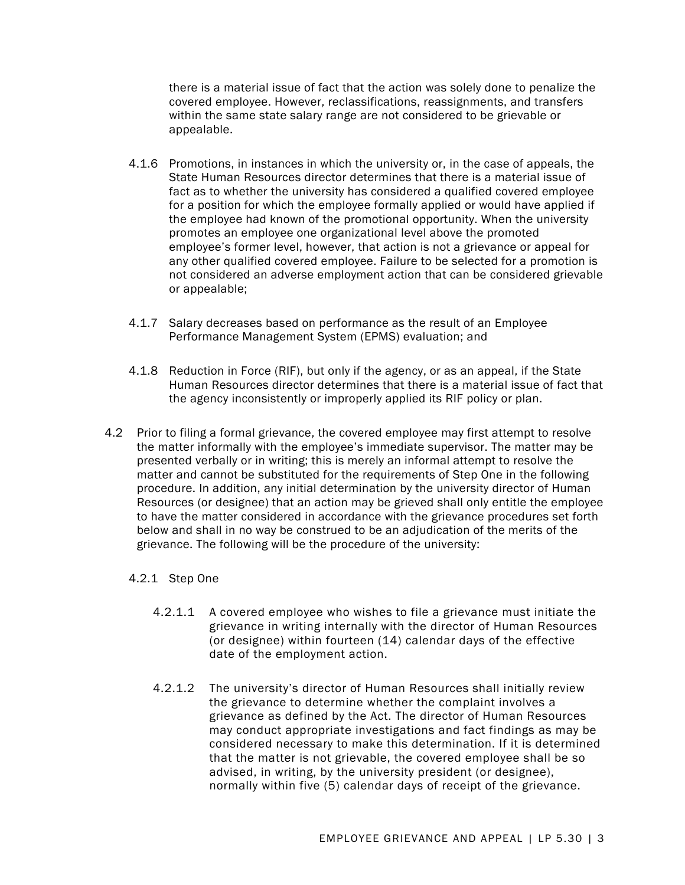there is a material issue of fact that the action was solely done to penalize the covered employee. However, reclassifications, reassignments, and transfers within the same state salary range are not considered to be grievable or appealable.

4.1.6 Promotions, in instances in which the university or, in the case of appeals, the State Human Resources director determines that there is a material issue of fact as to whether the university has considered a qualified covered employee for a position for which the employee formally applied or would have applied if the employee had known of the promotional opportunity. When the university promotes an employee one organizational level above the promoted employee's former level, however, that action is not a grievance or appeal for any other qualified covered employee. Failure to be selected for a promotion is not considered an adverse employment action that can be considered grievable or appealable;

4.1.7 Salary decreases based on performance as the result of an Employee Performance Management System (EPMS) evaluation; and

4.1.8 Reduction in Force (RIF), but only if the agency, or as an appeal, if the State Human Resources director determines that there is a material issue of fact that the agency inconsistently or improperly applied its RIF policy or plan.

4.2 Prior to filing a formal grievance, the covered employee may first attempt to resolve the matter informally with the employee's immediate supervisor. The matter may be presented verbally or in writing; this is merely an informal attempt to resolve the matter and cannot be substituted for the requirements of Step One in the following procedure. In addition, any initial determination by the university director of Human Resources (or designee) that an action may be grieved shall only entitle the employee to have the matter considered in accordance with the grievance procedures set forth below and shall in no way be construed to be an adjudication of the merits of the grievance. The following will be the procedure of the university:

4.2.1 Step One

4.2.1.1 A covered employee who wishes to file a grievance must initiate the grievance in writing internally with the director of Human Resources (or designee) within fourteen (14) calendar days of the effective date of the employment action.

4.2.1.2 The university's director of Human Resources shall initially review the grievance to determine whether the complaint involves a grievance as defined by the Act. The director of Human Resources may conduct appropriate investigations and fact findings as may be considered necessary to make this determination. If it is determined that the matter is not grievable, the covered employee shall be so advised, in writing, by the university president (or designee), normally within five (5) calendar days of receipt of the grievance.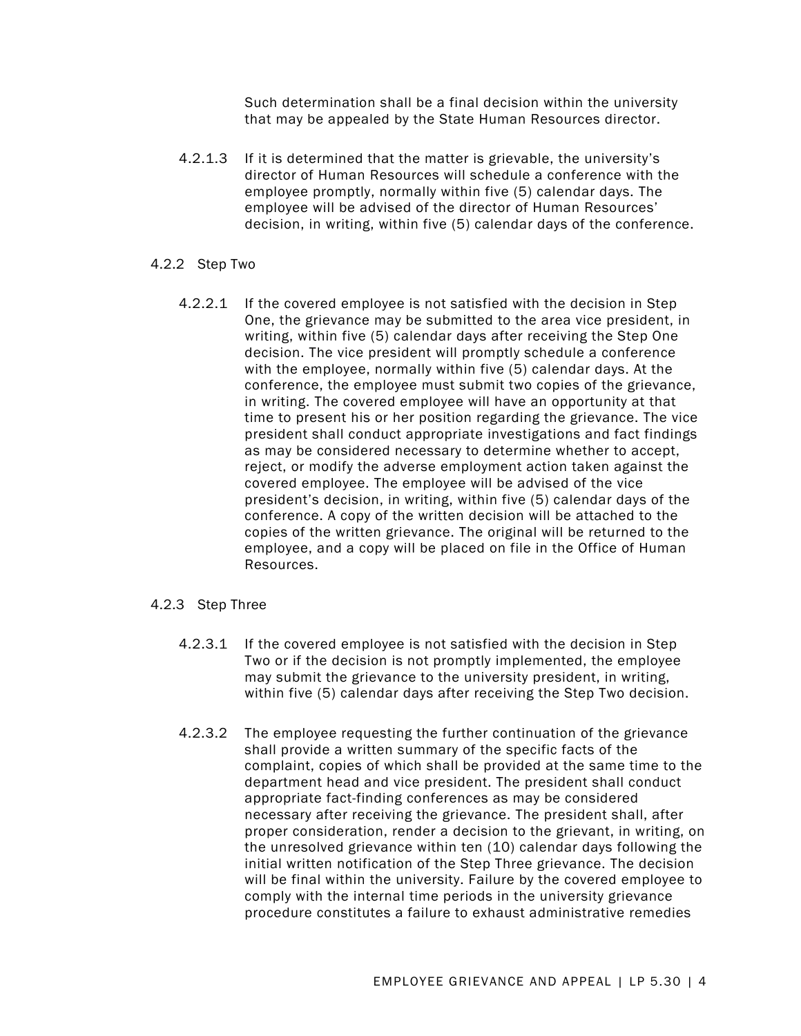Such determination shall be a final decision within the university that may be appealed by the State Human Resources director.

4.2.1.3 If it is determined that the matter is grievable, the university's director of Human Resources will schedule a conference with the employee promptly, normally within five (5) calendar days. The employee will be advised of the director of Human Resources' decision, in writing, within five (5) calendar days of the conference.

4.2.2 Step Two

4.2.2.1 If the covered employee is not satisfied with the decision in Step One, the grievance may be submitted to the area vice president, in writing, within five (5) calendar days after receiving the Step One decision. The vice president will promptly schedule a conference with the employee, normally within five (5) calendar days. At the conference, the employee must submit two copies of the grievance, in writing. The covered employee will have an opportunity at that time to present his or her position regarding the grievance. The vice president shall conduct appropriate investigations and fact findings as may be considered necessary to determine whether to accept, reject, or modify the adverse employment action taken against the covered employee. The employee will be advised of the vice president's decision, in writing, within five (5) calendar days of the conference. A copy of the written decision will be attached to the copies of the written grievance. The original will be returned to the employee, and a copy will be placed on file in the Office of Human Resources.

4.2.3 Step Three

4.2.3.1 If the covered employee is not satisfied with the decision in Step Two or if the decision is not promptly implemented, the employee may submit the grievance to the university president, in writing, within five (5) calendar days after receiving the Step Two decision.

4.2.3.2 The employee requesting the further continuation of the grievance shall provide a written summary of the specific facts of the complaint, copies of which shall be provided at the same time to the department head and vice president. The president shall conduct appropriate fact-finding conferences as may be considered necessary after receiving the grievance. The president shall, after proper consideration, render a decision to the grievant, in writing, on the unresolved grievance within ten (10) calendar days following the initial written notification of the Step Three grievance. The decision will be final within the university. Failure by the covered employee to comply with the internal time periods in the university grievance procedure constitutes a failure to exhaust administrative remedies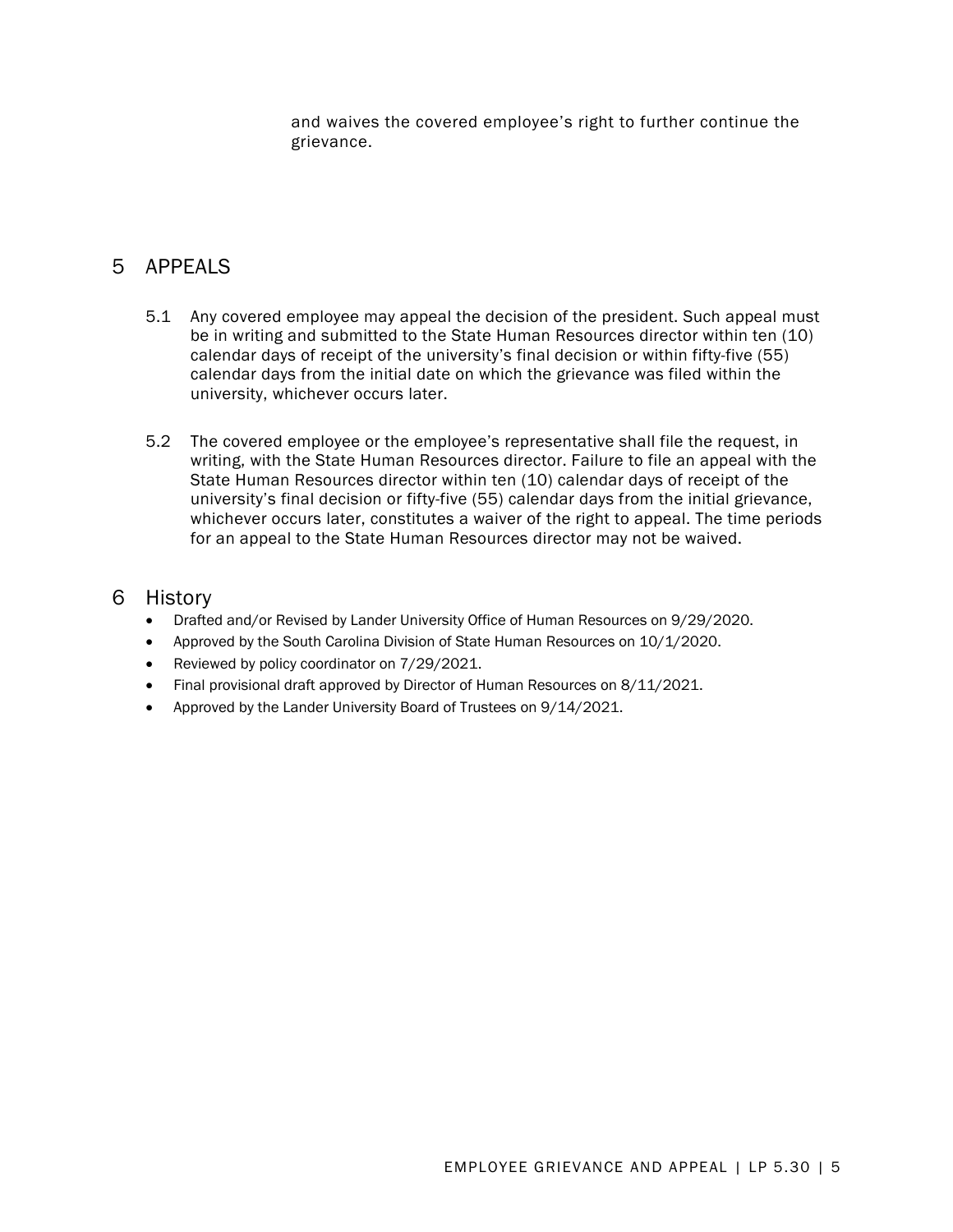and waives the covered employee's right to further continue the grievance.

## 5 APPEALS

5.1 Any covered employee may appeal the decision of the president. Such appeal must be in writing and submitted to the State Human Resources director within ten (10) calendar days of receipt of the university's final decision or within fifty-five (55) calendar days from the initial date on which the grievance was filed within the university, whichever occurs later.

5.2 The covered employee or the employee's representative shall file the request, in writing, with the State Human Resources director. Failure to file an appeal with the State Human Resources director within ten (10) calendar days of receipt of the university's final decision or fifty-five (55) calendar days from the initial grievance, whichever occurs later, constitutes a waiver of the right to appeal. The time periods for an appeal to the State Human Resources director may not be waived.

## 6 History

- Drafted and/or Revised by Lander University Office of Human Resources on 9/29/2020.
- Approved by the South Carolina Division of State Human Resources on 10/1/2020.
- Reviewed by policy coordinator on 7/29/2021.
- Final provisional draft approved by Director of Human Resources on 8/11/2021.
- Approved by the Lander University Board of Trustees on 9/14/2021.